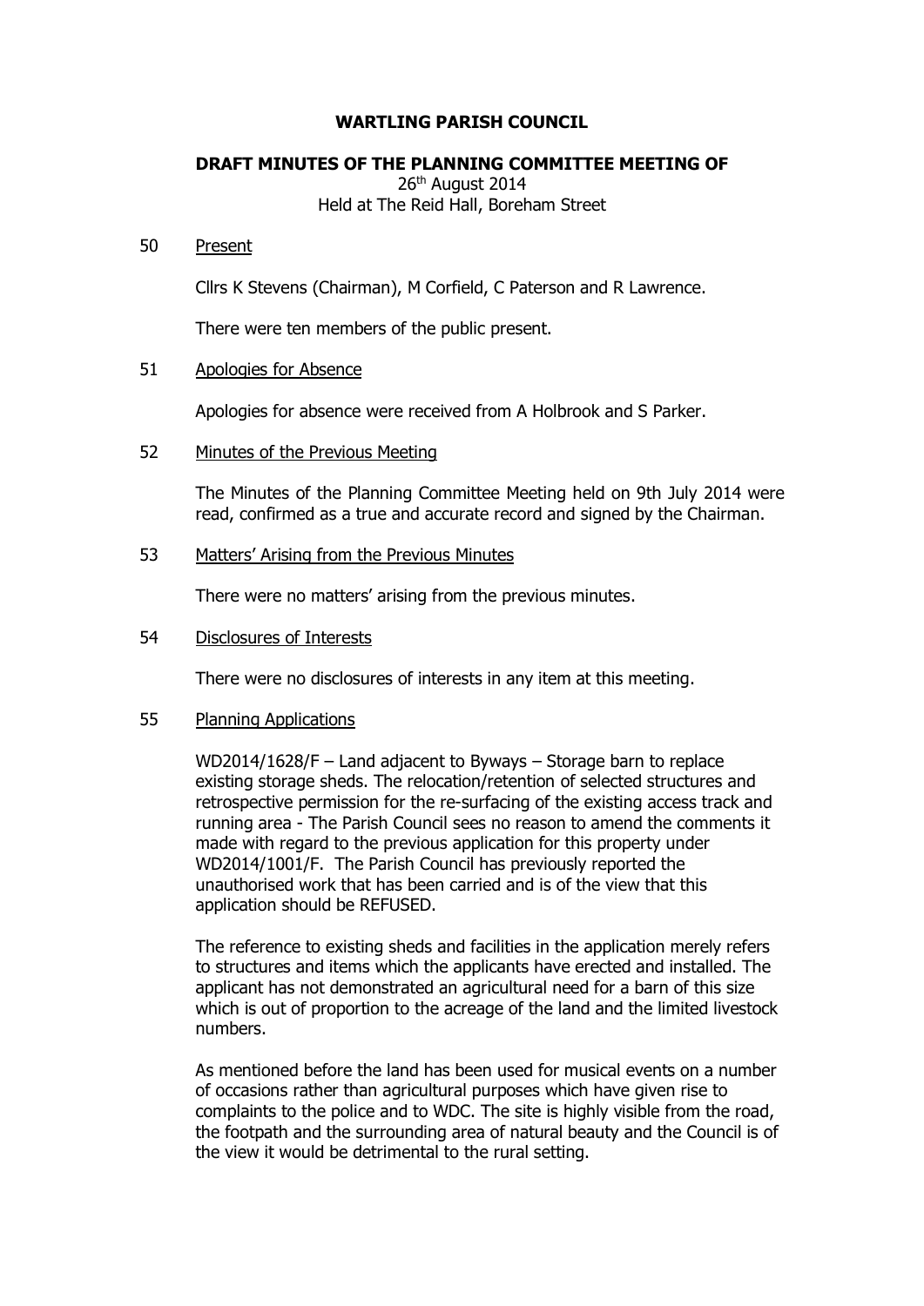# WARTLING PARISH COUNCIL

## DRAFT MINUTES OF THE PLANNING COMMITTEE MEETING OF

26th August 2014
Held at The Reid Hall, Boreham Street

50 Present

Cllrs K Stevens (Chairman), M Corfield, C Paterson and R Lawrence.

There were ten members of the public present.

51 Apologies for Absence

Apologies for absence were received from A Holbrook and S Parker.

52 Minutes of the Previous Meeting

The Minutes of the Planning Committee Meeting held on 9th July 2014 were read, confirmed as a true and accurate record and signed by the Chairman.

53 Matters' Arising from the Previous Minutes

There were no matters' arising from the previous minutes.

54 Disclosures of Interests

There were no disclosures of interests in any item at this meeting.

55 Planning Applications

WD2014/1628/F – Land adjacent to Byways – Storage barn to replace existing storage sheds. The relocation/retention of selected structures and retrospective permission for the re-surfacing of the existing access track and running area - The Parish Council sees no reason to amend the comments it made with regard to the previous application for this property under WD2014/1001/F. The Parish Council has previously reported the unauthorised work that has been carried and is of the view that this application should be REFUSED.

The reference to existing sheds and facilities in the application merely refers to structures and items which the applicants have erected and installed. The applicant has not demonstrated an agricultural need for a barn of this size which is out of proportion to the acreage of the land and the limited livestock numbers.

As mentioned before the land has been used for musical events on a number of occasions rather than agricultural purposes which have given rise to complaints to the police and to WDC. The site is highly visible from the road, the footpath and the surrounding area of natural beauty and the Council is of the view it would be detrimental to the rural setting.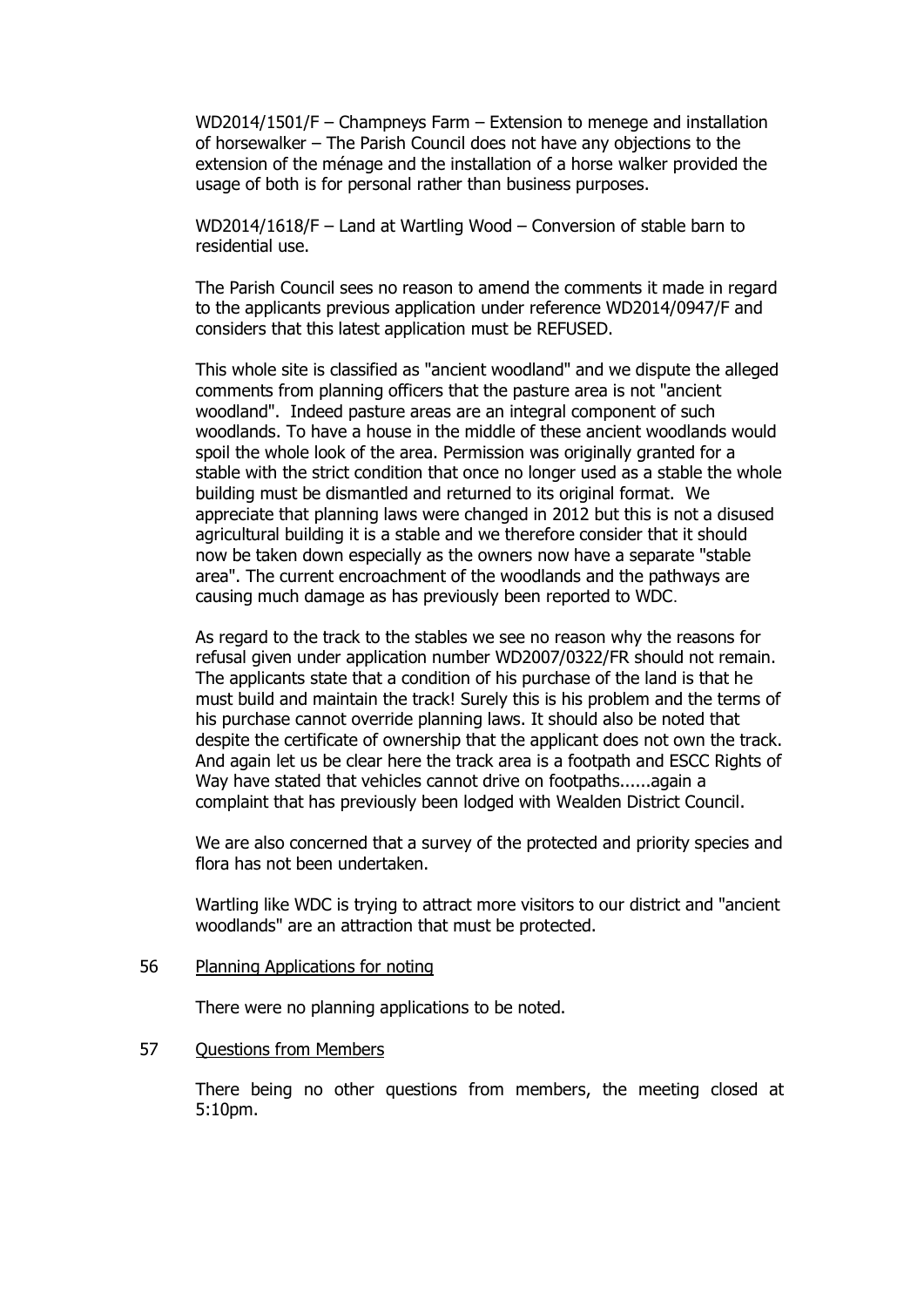WD2014/1501/F – Champneys Farm – Extension to menege and installation of horsewalker – The Parish Council does not have any objections to the extension of the ménage and the installation of a horse walker provided the usage of both is for personal rather than business purposes.

WD2014/1618/F – Land at Wartling Wood – Conversion of stable barn to residential use.

The Parish Council sees no reason to amend the comments it made in regard to the applicants previous application under reference WD2014/0947/F and considers that this latest application must be REFUSED.

This whole site is classified as "ancient woodland" and we dispute the alleged comments from planning officers that the pasture area is not "ancient woodland". Indeed pasture areas are an integral component of such woodlands. To have a house in the middle of these ancient woodlands would spoil the whole look of the area. Permission was originally granted for a stable with the strict condition that once no longer used as a stable the whole building must be dismantled and returned to its original format. We appreciate that planning laws were changed in 2012 but this is not a disused agricultural building it is a stable and we therefore consider that it should now be taken down especially as the owners now have a separate "stable area". The current encroachment of the woodlands and the pathways are causing much damage as has previously been reported to WDC.

As regard to the track to the stables we see no reason why the reasons for refusal given under application number WD2007/0322/FR should not remain. The applicants state that a condition of his purchase of the land is that he must build and maintain the track! Surely this is his problem and the terms of his purchase cannot override planning laws. It should also be noted that despite the certificate of ownership that the applicant does not own the track. And again let us be clear here the track area is a footpath and ESCC Rights of Way have stated that vehicles cannot drive on footpaths......again a complaint that has previously been lodged with Wealden District Council.

We are also concerned that a survey of the protected and priority species and flora has not been undertaken.

Wartling like WDC is trying to attract more visitors to our district and "ancient woodlands" are an attraction that must be protected.

56 Planning Applications for noting

There were no planning applications to be noted.

57 Questions from Members

There being no other questions from members, the meeting closed at 5:10pm.